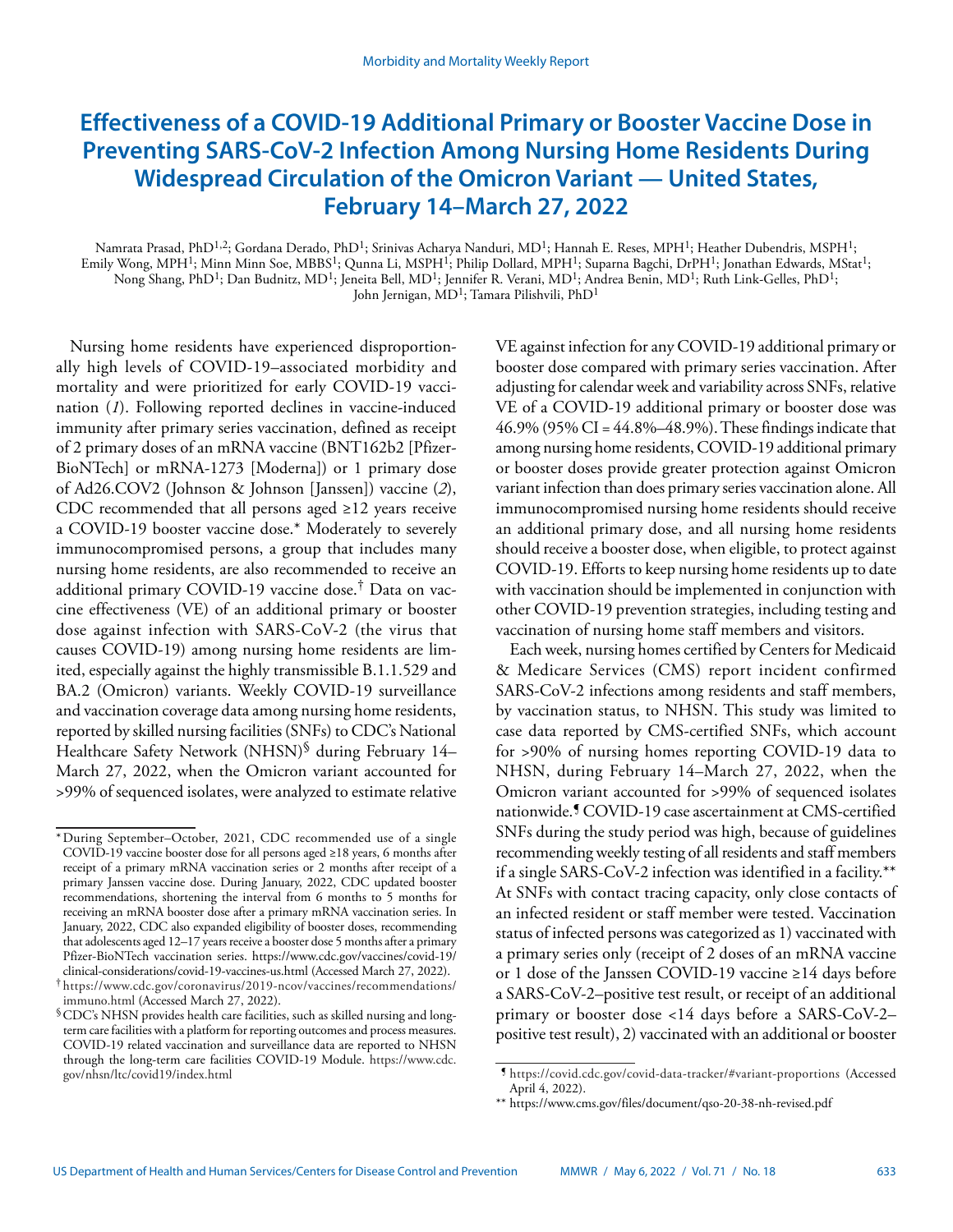# Effectiveness of a COVID-19 Additional Primary or Booster Vaccine Dose in Preventing SARS-CoV-2 Infection Among Nursing Home Residents During Widespread Circulation of the Omicron Variant — United States, February 14–March 27, 2022

Namrata Prasad, PhD[1,2]; Gordana Derado, PhD[1]; Srinivas Acharya Nanduri, MD[1]; Hannah E. Reses, MPH[1]; Heather Dubendris, MSPH[1]; Emily Wong, MPH[1]; Minn Minn Soe, MBBS[1]; Qunna Li, MSPH[1]; Philip Dollard, MPH[1]; Suparna Bagchi, DrPH[1]; Jonathan Edwards, MStat[1]; Nong Shang, PhD[1]; Dan Budnitz, MD[1]; Jeneita Bell, MD[1]; Jennifer R. Verani, MD[1]; Andrea Benin, MD[1]; Ruth Link-Gelles, PhD[1]; John Jernigan, MD[1]; Tamara Pilishvili, PhD[1]

Nursing home residents have experienced disproportionally high levels of COVID-19–associated morbidity and mortality and were prioritized for early COVID-19 vaccination (*1*). Following reported declines in vaccine-induced immunity after primary series vaccination, defined as receipt of 2 primary doses of an mRNA vaccine (BNT162b2 [Pfizer-BioNTech] or mRNA-1273 [Moderna]) or 1 primary dose of Ad26.COV2 (Johnson & Johnson [Janssen]) vaccine (*2*), CDC recommended that all persons aged ≥12 years receive a COVID-19 booster vaccine dose.* Moderately to severely immunocompromised persons, a group that includes many nursing home residents, are also recommended to receive an additional primary COVID-19 vaccine dose.† Data on vaccine effectiveness (VE) of an additional primary or booster dose against infection with SARS-CoV-2 (the virus that causes COVID-19) among nursing home residents are limited, especially against the highly transmissible B.1.1.529 and BA.2 (Omicron) variants. Weekly COVID-19 surveillance and vaccination coverage data among nursing home residents, reported by skilled nursing facilities (SNFs) to CDC's National Healthcare Safety Network (NHSN)§ during February 14–March 27, 2022, when the Omicron variant accounted for >99% of sequenced isolates, were analyzed to estimate relative VE against infection for any COVID-19 additional primary or booster dose compared with primary series vaccination. After adjusting for calendar week and variability across SNFs, relative VE of a COVID-19 additional primary or booster dose was 46.9% (95% CI = 44.8%–48.9%). These findings indicate that among nursing home residents, COVID-19 additional primary or booster doses provide greater protection against Omicron variant infection than does primary series vaccination alone. All immunocompromised nursing home residents should receive an additional primary dose, and all nursing home residents should receive a booster dose, when eligible, to protect against COVID-19. Efforts to keep nursing home residents up to date with vaccination should be implemented in conjunction with other COVID-19 prevention strategies, including testing and vaccination of nursing home staff members and visitors.

Each week, nursing homes certified by Centers for Medicaid & Medicare Services (CMS) report incident confirmed SARS-CoV-2 infections among residents and staff members, by vaccination status, to NHSN. This study was limited to case data reported by CMS-certified SNFs, which account for >90% of nursing homes reporting COVID-19 data to NHSN, during February 14–March 27, 2022, when the Omicron variant accounted for >99% of sequenced isolates nationwide.¶ COVID-19 case ascertainment at CMS-certified SNFs during the study period was high, because of guidelines recommending weekly testing of all residents and staff members if a single SARS-CoV-2 infection was identified in a facility.** At SNFs with contact tracing capacity, only close contacts of an infected resident or staff member were tested. Vaccination status of infected persons was categorized as 1) vaccinated with a primary series only (receipt of 2 doses of an mRNA vaccine or 1 dose of the Janssen COVID-19 vaccine ≥14 days before a SARS-CoV-2–positive test result, or receipt of an additional primary or booster dose <14 days before a SARS-CoV-2–positive test result), 2) vaccinated with an additional or booster

* During September–October, 2021, CDC recommended use of a single COVID-19 vaccine booster dose for all persons aged ≥18 years, 6 months after receipt of a primary mRNA vaccination series or 2 months after receipt of a primary Janssen vaccine dose. During January, 2022, CDC updated booster recommendations, shortening the interval from 6 months to 5 months for receiving an mRNA booster dose after a primary mRNA vaccination series. In January, 2022, CDC also expanded eligibility of booster doses, recommending that adolescents aged 12–17 years receive a booster dose 5 months after a primary Pfizer-BioNTech vaccination series. https://www.cdc.gov/vaccines/covid-19/clinical-considerations/covid-19-vaccines-us.html (Accessed March 27, 2022).

† https://www.cdc.gov/coronavirus/2019-ncov/vaccines/recommendations/immuno.html (Accessed March 27, 2022).

§ CDC's NHSN provides health care facilities, such as skilled nursing and long-term care facilities with a platform for reporting outcomes and process measures. COVID-19 related vaccination and surveillance data are reported to NHSN through the long-term care facilities COVID-19 Module. https://www.cdc.gov/nhsn/ltc/covid19/index.html

¶ https://covid.cdc.gov/covid-data-tracker/#variant-proportions (Accessed April 4, 2022).

** https://www.cms.gov/files/document/qso-20-38-nh-revised.pdf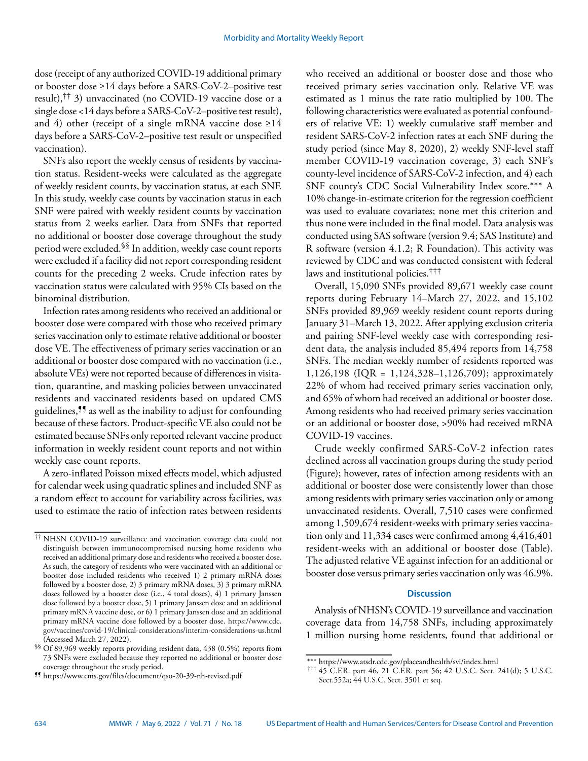dose (receipt of any authorized COVID-19 additional primary or booster dose ≥14 days before a SARS-CoV-2–positive test result),[††] 3) unvaccinated (no COVID-19 vaccine dose or a single dose <14 days before a SARS-CoV-2–positive test result), and 4) other (receipt of a single mRNA vaccine dose ≥14 days before a SARS-CoV-2–positive test result or unspecified vaccination).

SNFs also report the weekly census of residents by vaccination status. Resident-weeks were calculated as the aggregate of weekly resident counts, by vaccination status, at each SNF. In this study, weekly case counts by vaccination status in each SNF were paired with weekly resident counts by vaccination status from 2 weeks earlier. Data from SNFs that reported no additional or booster dose coverage throughout the study period were excluded.[§§] In addition, weekly case count reports were excluded if a facility did not report corresponding resident counts for the preceding 2 weeks. Crude infection rates by vaccination status were calculated with 95% CIs based on the binominal distribution.

Infection rates among residents who received an additional or booster dose were compared with those who received primary series vaccination only to estimate relative additional or booster dose VE. The effectiveness of primary series vaccination or an additional or booster dose compared with no vaccination (i.e., absolute VEs) were not reported because of differences in visitation, quarantine, and masking policies between unvaccinated residents and vaccinated residents based on updated CMS guidelines,[¶¶] as well as the inability to adjust for confounding because of these factors. Product-specific VE also could not be estimated because SNFs only reported relevant vaccine product information in weekly resident count reports and not within weekly case count reports.

A zero-inflated Poisson mixed effects model, which adjusted for calendar week using quadratic splines and included SNF as a random effect to account for variability across facilities, was used to estimate the ratio of infection rates between residents who received an additional or booster dose and those who received primary series vaccination only. Relative VE was estimated as 1 minus the rate ratio multiplied by 100. The following characteristics were evaluated as potential confounders of relative VE: 1) weekly cumulative staff member and resident SARS-CoV-2 infection rates at each SNF during the study period (since May 8, 2020), 2) weekly SNF-level staff member COVID-19 vaccination coverage, 3) each SNF's county-level incidence of SARS-CoV-2 infection, and 4) each SNF county's CDC Social Vulnerability Index score.[***] A 10% change-in-estimate criterion for the regression coefficient was used to evaluate covariates; none met this criterion and thus none were included in the final model. Data analysis was conducted using SAS software (version 9.4; SAS Institute) and R software (version 4.1.2; R Foundation). This activity was reviewed by CDC and was conducted consistent with federal laws and institutional policies.[†††]

Overall, 15,090 SNFs provided 89,671 weekly case count reports during February 14–March 27, 2022, and 15,102 SNFs provided 89,969 weekly resident count reports during January 31–March 13, 2022. After applying exclusion criteria and pairing SNF-level weekly case with corresponding resident data, the analysis included 85,494 reports from 14,758 SNFs. The median weekly number of residents reported was 1,126,198 (IQR = 1,124,328–1,126,709); approximately 22% of whom had received primary series vaccination only, and 65% of whom had received an additional or booster dose. Among residents who had received primary series vaccination or an additional or booster dose, >90% had received mRNA COVID-19 vaccines.

Crude weekly confirmed SARS-CoV-2 infection rates declined across all vaccination groups during the study period (Figure); however, rates of infection among residents with an additional or booster dose were consistently lower than those among residents with primary series vaccination only or among unvaccinated residents. Overall, 7,510 cases were confirmed among 1,509,674 resident-weeks with primary series vaccination only and 11,334 cases were confirmed among 4,416,401 resident-weeks with an additional or booster dose (Table). The adjusted relative VE against infection for an additional or booster dose versus primary series vaccination only was 46.9%.

## Discussion

Analysis of NHSN's COVID-19 surveillance and vaccination coverage data from 14,758 SNFs, including approximately 1 million nursing home residents, found that additional or

---

[††] NHSN COVID-19 surveillance and vaccination coverage data could not distinguish between immunocompromised nursing home residents who received an additional primary dose and residents who received a booster dose. As such, the category of residents who were vaccinated with an additional or booster dose included residents who received 1) 2 primary mRNA doses followed by a booster dose, 2) 3 primary mRNA doses, 3) 3 primary mRNA doses followed by a booster dose (i.e., 4 total doses), 4) 1 primary Janssen dose followed by a booster dose, 5) 1 primary Janssen dose and an additional primary mRNA vaccine dose, or 6) 1 primary Janssen dose and an additional primary mRNA vaccine dose followed by a booster dose. https://www.cdc.gov/vaccines/covid-19/clinical-considerations/interim-considerations-us.html (Accessed March 27, 2022).

[§§] Of 89,969 weekly reports providing resident data, 438 (0.5%) reports from 73 SNFs were excluded because they reported no additional or booster dose coverage throughout the study period.

[¶¶] https://www.cms.gov/files/document/qso-20-39-nh-revised.pdf

[***] https://www.atsdr.cdc.gov/placeandhealth/svi/index.html

[†††] 45 C.F.R. part 46, 21 C.F.R. part 56; 42 U.S.C. Sect. 241(d); 5 U.S.C. Sect.552a; 44 U.S.C. Sect. 3501 et seq.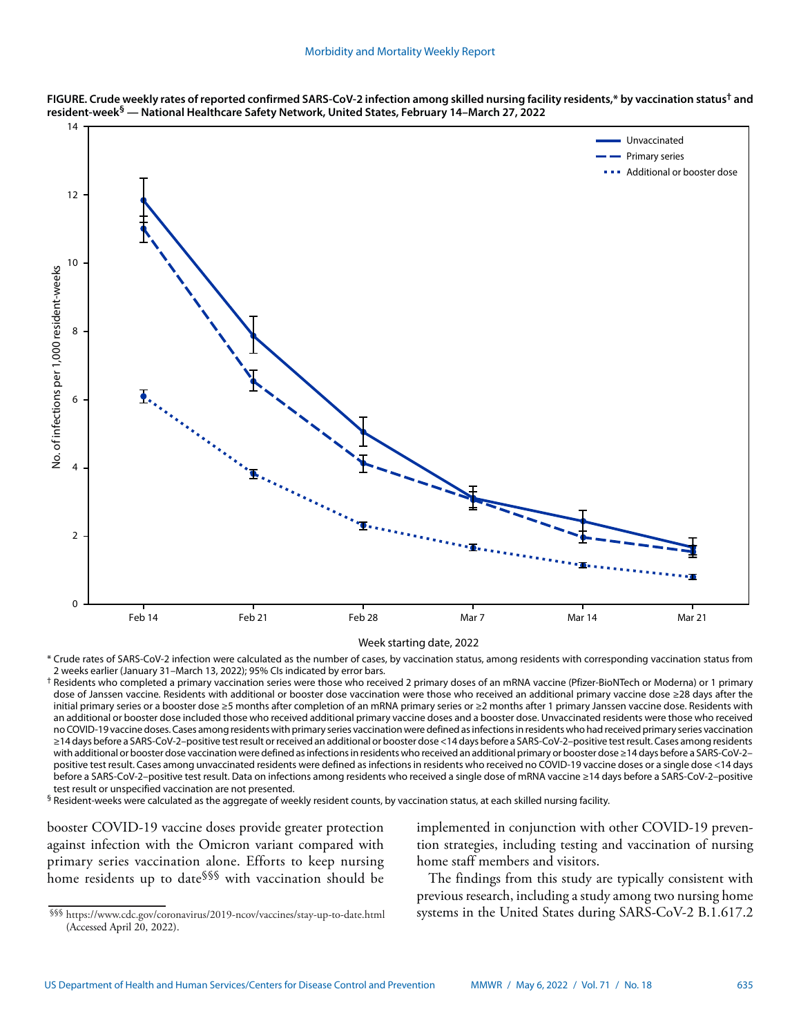**FIGURE. Crude weekly rates of reported confirmed SARS-CoV-2 infection among skilled nursing facility residents,* by vaccination status† and resident-week§ — National Healthcare Safety Network, United States, February 14–March 27, 2022**

\* Crude rates of SARS-CoV-2 infection were calculated as the number of cases, by vaccination status, among residents with corresponding vaccination status from 2 weeks earlier (January 31–March 13, 2022); 95% CIs indicated by error bars.

† Residents who completed a primary vaccination series were those who received 2 primary doses of an mRNA vaccine (Pfizer-BioNTech or Moderna) or 1 primary dose of Janssen vaccine. Residents with additional or booster dose vaccination were those who received an additional primary vaccine dose ≥28 days after the initial primary series or a booster dose ≥5 months after completion of an mRNA primary series or ≥2 months after 1 primary Janssen vaccine dose. Residents with an additional or booster dose included those who received additional primary vaccine doses and a booster dose. Unvaccinated residents were those who received no COVID-19 vaccine doses. Cases among residents with primary series vaccination were defined as infections in residents who had received primary series vaccination ≥14 days before a SARS-CoV-2–positive test result or received an additional or booster dose <14 days before a SARS-CoV-2–positive test result. Cases among residents with additional or booster dose vaccination were defined as infections in residents who received an additional primary or booster dose ≥14 days before a SARS-CoV-2–positive test result. Cases among unvaccinated residents were defined as infections in residents who received no COVID-19 vaccine doses or a single dose <14 days before a SARS-CoV-2–positive test result. Data on infections among residents who received a single dose of mRNA vaccine ≥14 days before a SARS-CoV-2–positive test result or unspecified vaccination are not presented.

§ Resident-weeks were calculated as the aggregate of weekly resident counts, by vaccination status, at each skilled nursing facility.

booster COVID-19 vaccine doses provide greater protection against infection with the Omicron variant compared with primary series vaccination alone. Efforts to keep nursing home residents up to date§§§ with vaccination should be implemented in conjunction with other COVID-19 prevention strategies, including testing and vaccination of nursing home staff members and visitors.

The findings from this study are typically consistent with previous research, including a study among two nursing home systems in the United States during SARS-CoV-2 B.1.617.2

§§§ https://www.cdc.gov/coronavirus/2019-ncov/vaccines/stay-up-to-date.html (Accessed April 20, 2022).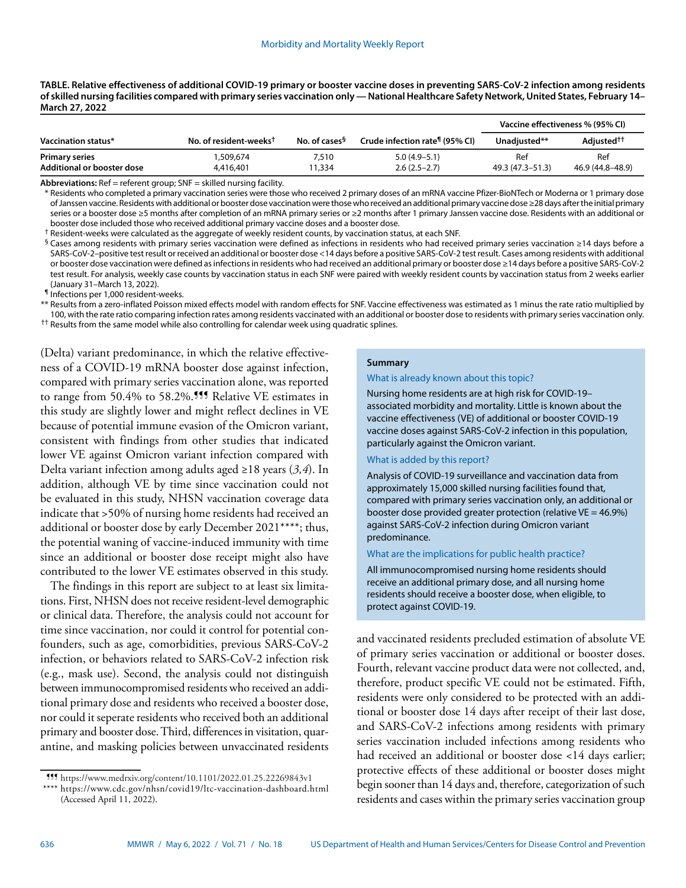**TABLE. Relative effectiveness of additional COVID-19 primary or booster vaccine doses in preventing SARS-CoV-2 infection among residents of skilled nursing facilities compared with primary series vaccination only — National Healthcare Safety Network, United States, February 14–March 27, 2022**

| Vaccination status* | No. of resident-weeks† | No. of cases§ | Crude infection rate¶ (95% CI) | Vaccine effectiveness % (95% CI) | |
|---|---|---|---|---|---|
| | | | | Unadjusted** | Adjusted†† |
| **Primary series** | 1,509,674 | 7,510 | 5.0 (4.9–5.1) | Ref | Ref |
| **Additional or booster dose** | 4,416,401 | 11,334 | 2.6 (2.5–2.7) | 49.3 (47.3–51.3) | 46.9 (44.8–48.9) |

**Abbreviations:** Ref = referent group; SNF = skilled nursing facility.

\* Residents who completed a primary vaccination series were those who received 2 primary doses of an mRNA vaccine Pfizer-BioNTech or Moderna or 1 primary dose of Janssen vaccine. Residents with additional or booster dose vaccination were those who received an additional primary vaccine dose ≥28 days after the initial primary series or a booster dose ≥5 months after completion of an mRNA primary series or ≥2 months after 1 primary Janssen vaccine dose. Residents with an additional or booster dose included those who received additional primary vaccine doses and a booster dose.

† Resident-weeks were calculated as the aggregate of weekly resident counts, by vaccination status, at each SNF.

§ Cases among residents with primary series vaccination were defined as infections in residents who had received primary series vaccination ≥14 days before a SARS-CoV-2–positive test result or received an additional or booster dose <14 days before a positive SARS-CoV-2 test result. Cases among residents with additional or booster dose vaccination were defined as infections in residents who had received an additional primary or booster dose ≥14 days before a positive SARS-CoV-2 test result. For analysis, weekly case counts by vaccination status in each SNF were paired with weekly resident counts by vaccination status from 2 weeks earlier (January 31–March 13, 2022).

¶ Infections per 1,000 resident-weeks.

\*\* Results from a zero-inflated Poisson mixed effects model with random effects for SNF. Vaccine effectiveness was estimated as 1 minus the rate ratio multiplied by 100, with the rate ratio comparing infection rates among residents vaccinated with an additional or booster dose to residents with primary series vaccination only.

†† Results from the same model while also controlling for calendar week using quadratic splines.

(Delta) variant predominance, in which the relative effectiveness of a COVID-19 mRNA booster dose against infection, compared with primary series vaccination alone, was reported to range from 50.4% to 58.2%.¶¶¶ Relative VE estimates in this study are slightly lower and might reflect declines in VE because of potential immune evasion of the Omicron variant, consistent with findings from other studies that indicated lower VE against Omicron variant infection compared with Delta variant infection among adults aged ≥18 years (*3,4*). In addition, although VE by time since vaccination could not be evaluated in this study, NHSN vaccination coverage data indicate that >50% of nursing home residents had received an additional or booster dose by early December 2021\*\*\*\*; thus, the potential waning of vaccine-induced immunity with time since an additional or booster dose receipt might also have contributed to the lower VE estimates observed in this study.

The findings in this report are subject to at least six limitations. First, NHSN does not receive resident-level demographic or clinical data. Therefore, the analysis could not account for time since vaccination, nor could it control for potential confounders, such as age, comorbidities, previous SARS-CoV-2 infection, or behaviors related to SARS-CoV-2 infection risk (e.g., mask use). Second, the analysis could not distinguish between immunocompromised residents who received an additional primary dose and residents who received a booster dose, nor could it seperate residents who received both an additional primary and booster dose. Third, differences in visitation, quarantine, and masking policies between unvaccinated residents and vaccinated residents precluded estimation of absolute VE of primary series vaccination or additional or booster doses. Fourth, relevant vaccine product data were not collected, and, therefore, product specific VE could not be estimated. Fifth, residents were only considered to be protected with an additional or booster dose 14 days after receipt of their last dose, and SARS-CoV-2 infections among residents with primary series vaccination included infections among residents who had received an additional or booster dose <14 days earlier; protective effects of these additional or booster doses might begin sooner than 14 days and, therefore, categorization of such residents and cases within the primary series vaccination group

**Summary**

What is already known about this topic?

Nursing home residents are at high risk for COVID-19–associated morbidity and mortality. Little is known about the vaccine effectiveness (VE) of additional or booster COVID-19 vaccine doses against SARS-CoV-2 infection in this population, particularly against the Omicron variant.

What is added by this report?

Analysis of COVID-19 surveillance and vaccination data from approximately 15,000 skilled nursing facilities found that, compared with primary series vaccination only, an additional or booster dose provided greater protection (relative VE = 46.9%) against SARS-CoV-2 infection during Omicron variant predominance.

What are the implications for public health practice?

All immunocompromised nursing home residents should receive an additional primary dose, and all nursing home residents should receive a booster dose, when eligible, to protect against COVID-19.

¶¶¶ https://www.medrxiv.org/content/10.1101/2022.01.25.22269843v1

\*\*\*\* https://www.cdc.gov/nhsn/covid19/ltc-vaccination-dashboard.html (Accessed April 11, 2022).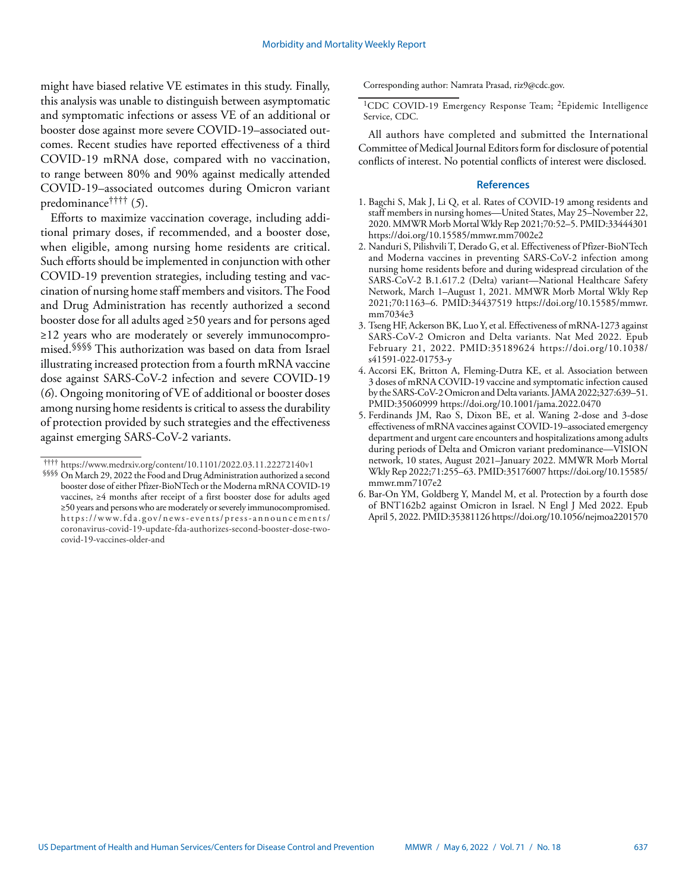might have biased relative VE estimates in this study. Finally, this analysis was unable to distinguish between asymptomatic and symptomatic infections or assess VE of an additional or booster dose against more severe COVID-19–associated outcomes. Recent studies have reported effectiveness of a third COVID-19 mRNA dose, compared with no vaccination, to range between 80% and 90% against medically attended COVID-19–associated outcomes during Omicron variant predominance[††††] (*5*).

Efforts to maximize vaccination coverage, including additional primary doses, if recommended, and a booster dose, when eligible, among nursing home residents are critical. Such efforts should be implemented in conjunction with other COVID-19 prevention strategies, including testing and vaccination of nursing home staff members and visitors. The Food and Drug Administration has recently authorized a second booster dose for all adults aged ≥50 years and for persons aged ≥12 years who are moderately or severely immunocompromised.[§§§§] This authorization was based on data from Israel illustrating increased protection from a fourth mRNA vaccine dose against SARS-CoV-2 infection and severe COVID-19 (*6*). Ongoing monitoring of VE of additional or booster doses among nursing home residents is critical to assess the durability of protection provided by such strategies and the effectiveness against emerging SARS-CoV-2 variants.

†††† https://www.medrxiv.org/content/10.1101/2022.03.11.22272140v1

§§§§ On March 29, 2022 the Food and Drug Administration authorized a second booster dose of either Pfizer-BioNTech or the Moderna mRNA COVID-19 vaccines, ≥4 months after receipt of a first booster dose for adults aged ≥50 years and persons who are moderately or severely immunocompromised. https://www.fda.gov/news-events/press-announcements/coronavirus-covid-19-update-fda-authorizes-second-booster-dose-two-covid-19-vaccines-older-and

Corresponding author: Namrata Prasad, riz9@cdc.gov.

[1]CDC COVID-19 Emergency Response Team; [2]Epidemic Intelligence Service, CDC.

All authors have completed and submitted the International Committee of Medical Journal Editors form for disclosure of potential conflicts of interest. No potential conflicts of interest were disclosed.

## References

1. Bagchi S, Mak J, Li Q, et al. Rates of COVID-19 among residents and staff members in nursing homes—United States, May 25–November 22, 2020. MMWR Morb Mortal Wkly Rep 2021;70:52–5. PMID:33444301 https://doi.org/10.15585/mmwr.mm7002e2
2. Nanduri S, Pilishvili T, Derado G, et al. Effectiveness of Pfizer-BioNTech and Moderna vaccines in preventing SARS-CoV-2 infection among nursing home residents before and during widespread circulation of the SARS-CoV-2 B.1.617.2 (Delta) variant—National Healthcare Safety Network, March 1–August 1, 2021. MMWR Morb Mortal Wkly Rep 2021;70:1163–6. PMID:34437519 https://doi.org/10.15585/mmwr.mm7034e3
3. Tseng HF, Ackerson BK, Luo Y, et al. Effectiveness of mRNA-1273 against SARS-CoV-2 Omicron and Delta variants. Nat Med 2022. Epub February 21, 2022. PMID:35189624 https://doi.org/10.1038/s41591-022-01753-y
4. Accorsi EK, Britton A, Fleming-Dutra KE, et al. Association between 3 doses of mRNA COVID-19 vaccine and symptomatic infection caused by the SARS-CoV-2 Omicron and Delta variants. JAMA 2022;327:639–51. PMID:35060999 https://doi.org/10.1001/jama.2022.0470
5. Ferdinands JM, Rao S, Dixon BE, et al. Waning 2-dose and 3-dose effectiveness of mRNA vaccines against COVID-19–associated emergency department and urgent care encounters and hospitalizations among adults during periods of Delta and Omicron variant predominance—VISION network, 10 states, August 2021–January 2022. MMWR Morb Mortal Wkly Rep 2022;71:255–63. PMID:35176007 https://doi.org/10.15585/mmwr.mm7107e2
6. Bar-On YM, Goldberg Y, Mandel M, et al. Protection by a fourth dose of BNT162b2 against Omicron in Israel. N Engl J Med 2022. Epub April 5, 2022. PMID:35381126 https://doi.org/10.1056/nejmoa2201570